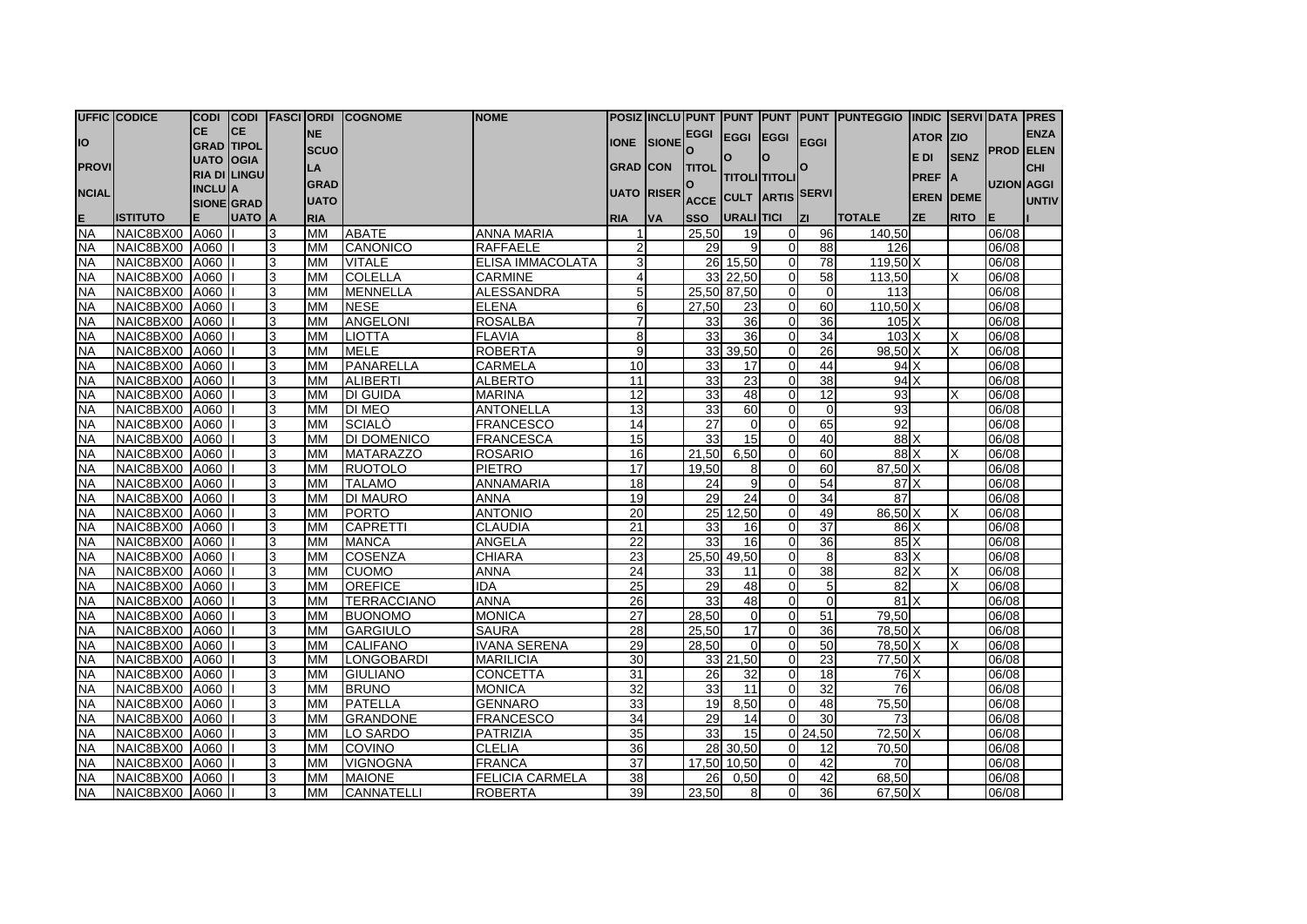| UFFICIO PROVINCIALE | CODICE ISTITUTO | CODICE GRADUATORIA DI INCLUSIONE | CODICE GRADUATORIA TIPOLOGIA LINGUA | FASCIA | ORDINE SCUOLA GRADUATORIA | COGNOME | NOME | POSIZIONE GRADUATORIA | INCLUSIONE CON RISERVA | PUNTEGGIO TITOLO ACCESSO | PUNTEGGIO TITOLI CULTURALI | PUNTEGGIO TITOLI ARTISTICI | PUNTEGGIO SERVIZI | PUNTEGGIO TOTALE | INDICATORE DI PREFERENZE | SERVIZIO SENZA DEMERITO | DATA PRODUZIONE | PRESENZA ELENCHI AGGIUNTIVI |
|---|---|---|---|---|---|---|---|---|---|---|---|---|---|---|---|---|---|---|
| NA | NAIC8BX00 | A060 | I | 3 | MM | ABATE | ANNA MARIA | 1 | | 25,50 | 19 | 0 | 96 | 140,50 | | | 06/08 | |
| NA | NAIC8BX00 | A060 | I | 3 | MM | CANONICO | RAFFAELE | 2 | | 29 | 9 | 0 | 88 | 126 | | | 06/08 | |
| NA | NAIC8BX00 | A060 | I | 3 | MM | VITALE | ELISA IMMACOLATA | 3 | | 26 | 15,50 | 0 | 78 | 119,50 | X | | 06/08 | |
| NA | NAIC8BX00 | A060 | I | 3 | MM | COLELLA | CARMINE | 4 | | 33 | 22,50 | 0 | 58 | 113,50 | | X | 06/08 | |
| NA | NAIC8BX00 | A060 | I | 3 | MM | MENNELLA | ALESSANDRA | 5 | | 25,50 | 87,50 | 0 | 0 | 113 | | | 06/08 | |
| NA | NAIC8BX00 | A060 | I | 3 | MM | NESE | ELENA | 6 | | 27,50 | 23 | 0 | 60 | 110,50 | X | | 06/08 | |
| NA | NAIC8BX00 | A060 | I | 3 | MM | ANGELONI | ROSALBA | 7 | | 33 | 36 | 0 | 36 | 105 | X | | 06/08 | |
| NA | NAIC8BX00 | A060 | I | 3 | MM | LIOTTA | FLAVIA | 8 | | 33 | 36 | 0 | 34 | 103 | X | X | 06/08 | |
| NA | NAIC8BX00 | A060 | I | 3 | MM | MELE | ROBERTA | 9 | | 33 | 39,50 | 0 | 26 | 98,50 | X | X | 06/08 | |
| NA | NAIC8BX00 | A060 | I | 3 | MM | PANARELLA | CARMELA | 10 | | 33 | 17 | 0 | 44 | 94 | X | | 06/08 | |
| NA | NAIC8BX00 | A060 | I | 3 | MM | ALIBERTI | ALBERTO | 11 | | 33 | 23 | 0 | 38 | 94 | X | | 06/08 | |
| NA | NAIC8BX00 | A060 | I | 3 | MM | DI GUIDA | MARINA | 12 | | 33 | 48 | 0 | 12 | 93 | | X | 06/08 | |
| NA | NAIC8BX00 | A060 | I | 3 | MM | DI MEO | ANTONELLA | 13 | | 33 | 60 | 0 | 0 | 93 | | | 06/08 | |
| NA | NAIC8BX00 | A060 | I | 3 | MM | SCIALÒ | FRANCESCO | 14 | | 27 | 0 | 0 | 65 | 92 | | | 06/08 | |
| NA | NAIC8BX00 | A060 | I | 3 | MM | DI DOMENICO | FRANCESCA | 15 | | 33 | 15 | 0 | 40 | 88 | X | | 06/08 | |
| NA | NAIC8BX00 | A060 | I | 3 | MM | MATARAZZO | ROSARIO | 16 | | 21,50 | 6,50 | 0 | 60 | 88 | X | X | 06/08 | |
| NA | NAIC8BX00 | A060 | I | 3 | MM | RUOTOLO | PIETRO | 17 | | 19,50 | 8 | 0 | 60 | 87,50 | X | | 06/08 | |
| NA | NAIC8BX00 | A060 | I | 3 | MM | TALAMO | ANNAMARIA | 18 | | 24 | 9 | 0 | 54 | 87 | X | | 06/08 | |
| NA | NAIC8BX00 | A060 | I | 3 | MM | DI MAURO | ANNA | 19 | | 29 | 24 | 0 | 34 | 87 | | | 06/08 | |
| NA | NAIC8BX00 | A060 | I | 3 | MM | PORTO | ANTONIO | 20 | | 25 | 12,50 | 0 | 49 | 86,50 | X | X | 06/08 | |
| NA | NAIC8BX00 | A060 | I | 3 | MM | CAPRETTI | CLAUDIA | 21 | | 33 | 16 | 0 | 37 | 86 | X | | 06/08 | |
| NA | NAIC8BX00 | A060 | I | 3 | MM | MANCA | ANGELA | 22 | | 33 | 16 | 0 | 36 | 85 | X | | 06/08 | |
| NA | NAIC8BX00 | A060 | I | 3 | MM | COSENZA | CHIARA | 23 | | 25,50 | 49,50 | 0 | 8 | 83 | X | | 06/08 | |
| NA | NAIC8BX00 | A060 | I | 3 | MM | CUOMO | ANNA | 24 | | 33 | 11 | 0 | 38 | 82 | X | X | 06/08 | |
| NA | NAIC8BX00 | A060 | I | 3 | MM | OREFICE | IDA | 25 | | 29 | 48 | 0 | 5 | 82 | | X | 06/08 | |
| NA | NAIC8BX00 | A060 | I | 3 | MM | TERRACCIANO | ANNA | 26 | | 33 | 48 | 0 | 0 | 81 | X | | 06/08 | |
| NA | NAIC8BX00 | A060 | I | 3 | MM | BUONOMO | MONICA | 27 | | 28,50 | 0 | 0 | 51 | 79,50 | | | 06/08 | |
| NA | NAIC8BX00 | A060 | I | 3 | MM | GARGIULO | SAURA | 28 | | 25,50 | 17 | 0 | 36 | 78,50 | X | | 06/08 | |
| NA | NAIC8BX00 | A060 | I | 3 | MM | CALIFANO | IVANA SERENA | 29 | | 28,50 | 0 | 0 | 50 | 78,50 | X | X | 06/08 | |
| NA | NAIC8BX00 | A060 | I | 3 | MM | LONGOBARDI | MARILICIA | 30 | | 33 | 21,50 | 0 | 23 | 77,50 | X | | 06/08 | |
| NA | NAIC8BX00 | A060 | I | 3 | MM | GIULIANO | CONCETTA | 31 | | 26 | 32 | 0 | 18 | 76 | X | | 06/08 | |
| NA | NAIC8BX00 | A060 | I | 3 | MM | BRUNO | MONICA | 32 | | 33 | 11 | 0 | 32 | 76 | | | 06/08 | |
| NA | NAIC8BX00 | A060 | I | 3 | MM | PATELLA | GENNARO | 33 | | 19 | 8,50 | 0 | 48 | 75,50 | | | 06/08 | |
| NA | NAIC8BX00 | A060 | I | 3 | MM | GRANDONE | FRANCESCO | 34 | | 29 | 14 | 0 | 30 | 73 | | | 06/08 | |
| NA | NAIC8BX00 | A060 | I | 3 | MM | LO SARDO | PATRIZIA | 35 | | 33 | 15 | 0 | 24,50 | 72,50 | X | | 06/08 | |
| NA | NAIC8BX00 | A060 | I | 3 | MM | COVINO | CLELIA | 36 | | 28 | 30,50 | 0 | 12 | 70,50 | | | 06/08 | |
| NA | NAIC8BX00 | A060 | I | 3 | MM | VIGNOGNA | FRANCA | 37 | | 17,50 | 10,50 | 0 | 42 | 70 | | | 06/08 | |
| NA | NAIC8BX00 | A060 | I | 3 | MM | MAIONE | FELICIA CARMELA | 38 | | 26 | 0,50 | 0 | 42 | 68,50 | | | 06/08 | |
| NA | NAIC8BX00 | A060 | I | 3 | MM | CANNATELLI | ROBERTA | 39 | | 23,50 | 8 | 0 | 36 | 67,50 | X | | 06/08 | |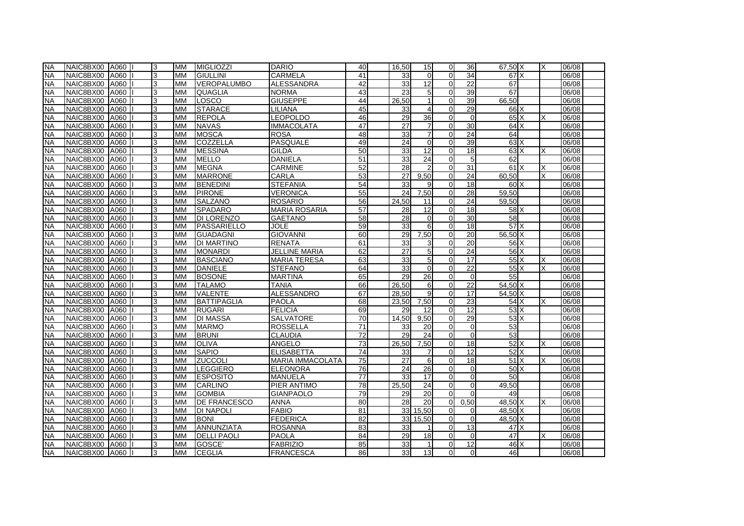| | | | | | | | | | | | | | | | | |
|---|---|---|---|---|---|---|---|---|---|---|---|---|---|---|---|---|
| NA | NAIC8BX00 | A060 | I | 3 | MM | MIGLIOZZI | DARIO | 40 | 16,50 | 15 | 0 | 36 | 67,50 | X | X | 06/08 |
| NA | NAIC8BX00 | A060 | I | 3 | MM | GIULLINI | CARMELA | 41 | 33 | 0 | 0 | 34 | 67 | X | | 06/08 |
| NA | NAIC8BX00 | A060 | I | 3 | MM | VEROPALUMBO | ALESSANDRA | 42 | 33 | 12 | 0 | 22 | 67 | | | 06/08 |
| NA | NAIC8BX00 | A060 | I | 3 | MM | QUAGLIA | NORMA | 43 | 23 | 5 | 0 | 39 | 67 | | | 06/08 |
| NA | NAIC8BX00 | A060 | I | 3 | MM | LOSCO | GIUSEPPE | 44 | 26,50 | 1 | 0 | 39 | 66,50 | | | 06/08 |
| NA | NAIC8BX00 | A060 | I | 3 | MM | STARACE | LILIANA | 45 | 33 | 4 | 0 | 29 | 66 | X | | 06/08 |
| NA | NAIC8BX00 | A060 | I | 3 | MM | REPOLA | LEOPOLDO | 46 | 29 | 36 | 0 | 0 | 65 | X | X | 06/08 |
| NA | NAIC8BX00 | A060 | I | 3 | MM | NAVAS | IMMACOLATA | 47 | 27 | 7 | 0 | 30 | 64 | X | | 06/08 |
| NA | NAIC8BX00 | A060 | I | 3 | MM | MOSCA | ROSA | 48 | 33 | 7 | 0 | 24 | 64 | | | 06/08 |
| NA | NAIC8BX00 | A060 | I | 3 | MM | COZZELLA | PASQUALE | 49 | 24 | 0 | 0 | 39 | 63 | X | | 06/08 |
| NA | NAIC8BX00 | A060 | I | 3 | MM | MESSINA | GILDA | 50 | 33 | 12 | 0 | 18 | 63 | X | X | 06/08 |
| NA | NAIC8BX00 | A060 | I | 3 | MM | MELLO | DANIELA | 51 | 33 | 24 | 0 | 5 | 62 | | | 06/08 |
| NA | NAIC8BX00 | A060 | I | 3 | MM | MEGNA | CARMINE | 52 | 28 | 2 | 0 | 31 | 61 | X | X | 06/08 |
| NA | NAIC8BX00 | A060 | I | 3 | MM | MARRONE | CARLA | 53 | 27 | 9,50 | 0 | 24 | 60,50 | | X | 06/08 |
| NA | NAIC8BX00 | A060 | I | 3 | MM | BENEDINI | STEFANIA | 54 | 33 | 9 | 0 | 18 | 60 | X | | 06/08 |
| NA | NAIC8BX00 | A060 | I | 3 | MM | PIRONE | VERONICA | 55 | 24 | 7,50 | 0 | 28 | 59,50 | | | 06/08 |
| NA | NAIC8BX00 | A060 | I | 3 | MM | SALZANO | ROSARIO | 56 | 24,50 | 11 | 0 | 24 | 59,50 | | | 06/08 |
| NA | NAIC8BX00 | A060 | I | 3 | MM | SPADARO | MARIA ROSARIA | 57 | 28 | 12 | 0 | 18 | 58 | X | | 06/08 |
| NA | NAIC8BX00 | A060 | I | 3 | MM | DI LORENZO | GAETANO | 58 | 28 | 0 | 0 | 30 | 58 | | | 06/08 |
| NA | NAIC8BX00 | A060 | I | 3 | MM | PASSARIELLO | JOLE | 59 | 33 | 6 | 0 | 18 | 57 | X | | 06/08 |
| NA | NAIC8BX00 | A060 | I | 3 | MM | GUADAGNI | GIOVANNI | 60 | 29 | 7,50 | 0 | 20 | 56,50 | X | | 06/08 |
| NA | NAIC8BX00 | A060 | I | 3 | MM | DI MARTINO | RENATA | 61 | 33 | 3 | 0 | 20 | 56 | X | | 06/08 |
| NA | NAIC8BX00 | A060 | I | 3 | MM | MONARDI | JELLINE MARIA | 62 | 27 | 5 | 0 | 24 | 56 | X | | 06/08 |
| NA | NAIC8BX00 | A060 | I | 3 | MM | BASCIANO | MARIA TERESA | 63 | 33 | 5 | 0 | 17 | 55 | X | X | 06/08 |
| NA | NAIC8BX00 | A060 | I | 3 | MM | DANIELE | STEFANO | 64 | 33 | 0 | 0 | 22 | 55 | X | X | 06/08 |
| NA | NAIC8BX00 | A060 | I | 3 | MM | BOSONE | MARTINA | 65 | 29 | 26 | 0 | 0 | 55 | | | 06/08 |
| NA | NAIC8BX00 | A060 | I | 3 | MM | TALAMO | TANIA | 66 | 26,50 | 6 | 0 | 22 | 54,50 | X | | 06/08 |
| NA | NAIC8BX00 | A060 | I | 3 | MM | VALENTE | ALESSANDRO | 67 | 28,50 | 9 | 0 | 17 | 54,50 | X | | 06/08 |
| NA | NAIC8BX00 | A060 | I | 3 | MM | BATTIPAGLIA | PAOLA | 68 | 23,50 | 7,50 | 0 | 23 | 54 | X | X | 06/08 |
| NA | NAIC8BX00 | A060 | I | 3 | MM | RUGARI | FELICIA | 69 | 29 | 12 | 0 | 12 | 53 | X | | 06/08 |
| NA | NAIC8BX00 | A060 | I | 3 | MM | DI MASSA | SALVATORE | 70 | 14,50 | 9,50 | 0 | 29 | 53 | X | | 06/08 |
| NA | NAIC8BX00 | A060 | I | 3 | MM | MARMO | ROSSELLA | 71 | 33 | 20 | 0 | 0 | 53 | | | 06/08 |
| NA | NAIC8BX00 | A060 | I | 3 | MM | BRUNI | CLAUDIA | 72 | 29 | 24 | 0 | 0 | 53 | | | 06/08 |
| NA | NAIC8BX00 | A060 | I | 3 | MM | OLIVA | ANGELO | 73 | 26,50 | 7,50 | 0 | 18 | 52 | X | X | 06/08 |
| NA | NAIC8BX00 | A060 | I | 3 | MM | SAPIO | ELISABETTA | 74 | 33 | 7 | 0 | 12 | 52 | X | | 06/08 |
| NA | NAIC8BX00 | A060 | I | 3 | MM | ZUCCOLI | MARIA IMMACOLATA | 75 | 27 | 6 | 0 | 18 | 51 | X | X | 06/08 |
| NA | NAIC8BX00 | A060 | I | 3 | MM | LEGGIERO | ELEONORA | 76 | 24 | 26 | 0 | 0 | 50 | X | | 06/08 |
| NA | NAIC8BX00 | A060 | I | 3 | MM | ESPOSITO | MANUELA | 77 | 33 | 17 | 0 | 0 | 50 | | | 06/08 |
| NA | NAIC8BX00 | A060 | I | 3 | MM | CARLINO | PIER ANTIMO | 78 | 25,50 | 24 | 0 | 0 | 49,50 | | | 06/08 |
| NA | NAIC8BX00 | A060 | I | 3 | MM | GOMBIA | GIANPAOLO | 79 | 29 | 20 | 0 | 0 | 49 | | | 06/08 |
| NA | NAIC8BX00 | A060 | I | 3 | MM | DE FRANCESCO | ANNA | 80 | 28 | 20 | 0 | 0,50 | 48,50 | X | X | 06/08 |
| NA | NAIC8BX00 | A060 | I | 3 | MM | DI NAPOLI | FABIO | 81 | 33 | 15,50 | 0 | 0 | 48,50 | X | | 06/08 |
| NA | NAIC8BX00 | A060 | I | 3 | MM | BONI | FEDERICA | 82 | 33 | 15,50 | 0 | 0 | 48,50 | X | | 06/08 |
| NA | NAIC8BX00 | A060 | I | 3 | MM | ANNUNZIATA | ROSANNA | 83 | 33 | 1 | 0 | 13 | 47 | X | | 06/08 |
| NA | NAIC8BX00 | A060 | I | 3 | MM | DELLI PAOLI | PAOLA | 84 | 29 | 18 | 0 | 0 | 47 | | X | 06/08 |
| NA | NAIC8BX00 | A060 | I | 3 | MM | GOSCE' | FABRIZIO | 85 | 33 | 1 | 0 | 12 | 46 | X | | 06/08 |
| NA | NAIC8BX00 | A060 | I | 3 | MM | CEGLIA | FRANCESCA | 86 | 33 | 13 | 0 | 0 | 46 | | | 06/08 |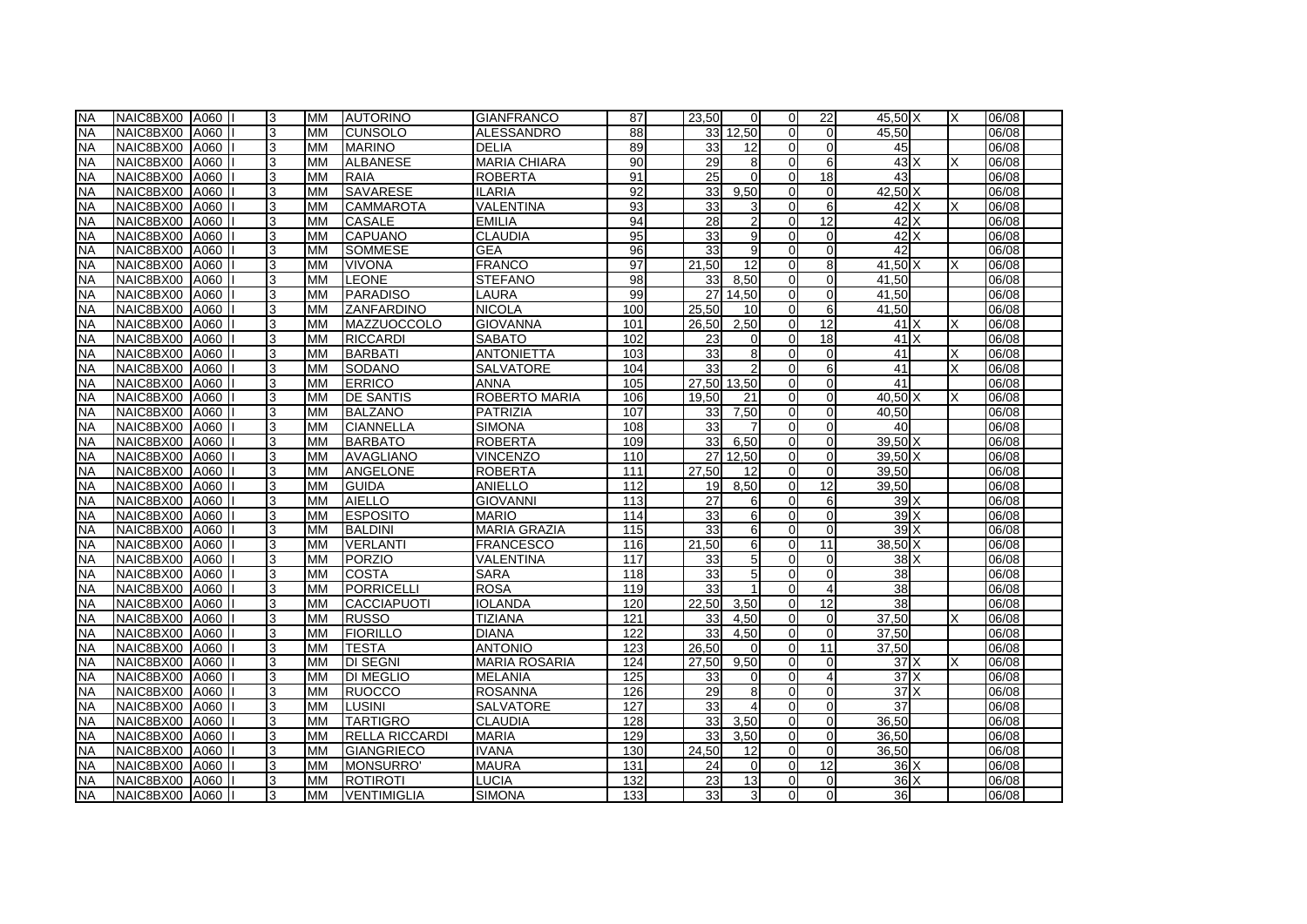| | | | | | | | | | | | | | | | | |
|---|---|---|---|---|---|---|---|---|---|---|---|---|---|---|---|---|
| NA | NAIC8BX00 | A060 | I | 3 | MM | AUTORINO | GIANFRANCO | 87 | 23,50 | 0 | 0 | 22 | 45,50 | X | X | 06/08 |
| NA | NAIC8BX00 | A060 | I | 3 | MM | CUNSOLO | ALESSANDRO | 88 | 33 | 12,50 | 0 | 0 | 45,50 | | | 06/08 |
| NA | NAIC8BX00 | A060 | I | 3 | MM | MARINO | DELIA | 89 | 33 | 12 | 0 | 0 | 45 | | | 06/08 |
| NA | NAIC8BX00 | A060 | I | 3 | MM | ALBANESE | MARIA CHIARA | 90 | 29 | 8 | 0 | 6 | 43 | X | X | 06/08 |
| NA | NAIC8BX00 | A060 | I | 3 | MM | RAIA | ROBERTA | 91 | 25 | 0 | 0 | 18 | 43 | | | 06/08 |
| NA | NAIC8BX00 | A060 | I | 3 | MM | SAVARESE | ILARIA | 92 | 33 | 9,50 | 0 | 0 | 42,50 | X | | 06/08 |
| NA | NAIC8BX00 | A060 | I | 3 | MM | CAMMAROTA | VALENTINA | 93 | 33 | 3 | 0 | 6 | 42 | X | X | 06/08 |
| NA | NAIC8BX00 | A060 | I | 3 | MM | CASALE | EMILIA | 94 | 28 | 2 | 0 | 12 | 42 | X | | 06/08 |
| NA | NAIC8BX00 | A060 | I | 3 | MM | CAPUANO | CLAUDIA | 95 | 33 | 9 | 0 | 0 | 42 | X | | 06/08 |
| NA | NAIC8BX00 | A060 | I | 3 | MM | SOMMESE | GEA | 96 | 33 | 9 | 0 | 0 | 42 | | | 06/08 |
| NA | NAIC8BX00 | A060 | I | 3 | MM | VIVONA | FRANCO | 97 | 21,50 | 12 | 0 | 8 | 41,50 | X | X | 06/08 |
| NA | NAIC8BX00 | A060 | I | 3 | MM | LEONE | STEFANO | 98 | 33 | 8,50 | 0 | 0 | 41,50 | | | 06/08 |
| NA | NAIC8BX00 | A060 | I | 3 | MM | PARADISO | LAURA | 99 | 27 | 14,50 | 0 | 0 | 41,50 | | | 06/08 |
| NA | NAIC8BX00 | A060 | I | 3 | MM | ZANFARDINO | NICOLA | 100 | 25,50 | 10 | 0 | 6 | 41,50 | | | 06/08 |
| NA | NAIC8BX00 | A060 | I | 3 | MM | MAZZUOCCOLO | GIOVANNA | 101 | 26,50 | 2,50 | 0 | 12 | 41 | X | X | 06/08 |
| NA | NAIC8BX00 | A060 | I | 3 | MM | RICCARDI | SABATO | 102 | 23 | 0 | 0 | 18 | 41 | X | | 06/08 |
| NA | NAIC8BX00 | A060 | I | 3 | MM | BARBATI | ANTONIETTA | 103 | 33 | 8 | 0 | 0 | 41 | | X | 06/08 |
| NA | NAIC8BX00 | A060 | I | 3 | MM | SODANO | SALVATORE | 104 | 33 | 2 | 0 | 6 | 41 | | X | 06/08 |
| NA | NAIC8BX00 | A060 | I | 3 | MM | ERRICO | ANNA | 105 | 27,50 | 13,50 | 0 | 0 | 41 | | | 06/08 |
| NA | NAIC8BX00 | A060 | I | 3 | MM | DE SANTIS | ROBERTO MARIA | 106 | 19,50 | 21 | 0 | 0 | 40,50 | X | X | 06/08 |
| NA | NAIC8BX00 | A060 | I | 3 | MM | BALZANO | PATRIZIA | 107 | 33 | 7,50 | 0 | 0 | 40,50 | | | 06/08 |
| NA | NAIC8BX00 | A060 | I | 3 | MM | CIANNELLA | SIMONA | 108 | 33 | 7 | 0 | 0 | 40 | | | 06/08 |
| NA | NAIC8BX00 | A060 | I | 3 | MM | BARBATO | ROBERTA | 109 | 33 | 6,50 | 0 | 0 | 39,50 | X | | 06/08 |
| NA | NAIC8BX00 | A060 | I | 3 | MM | AVAGLIANO | VINCENZO | 110 | 27 | 12,50 | 0 | 0 | 39,50 | X | | 06/08 |
| NA | NAIC8BX00 | A060 | I | 3 | MM | ANGELONE | ROBERTA | 111 | 27,50 | 12 | 0 | 0 | 39,50 | | | 06/08 |
| NA | NAIC8BX00 | A060 | I | 3 | MM | GUIDA | ANIELLO | 112 | 19 | 8,50 | 0 | 12 | 39,50 | | | 06/08 |
| NA | NAIC8BX00 | A060 | I | 3 | MM | AIELLO | GIOVANNI | 113 | 27 | 6 | 0 | 6 | 39 | X | | 06/08 |
| NA | NAIC8BX00 | A060 | I | 3 | MM | ESPOSITO | MARIO | 114 | 33 | 6 | 0 | 0 | 39 | X | | 06/08 |
| NA | NAIC8BX00 | A060 | I | 3 | MM | BALDINI | MARIA GRAZIA | 115 | 33 | 6 | 0 | 0 | 39 | X | | 06/08 |
| NA | NAIC8BX00 | A060 | I | 3 | MM | VERLANTI | FRANCESCO | 116 | 21,50 | 6 | 0 | 11 | 38,50 | X | | 06/08 |
| NA | NAIC8BX00 | A060 | I | 3 | MM | PORZIO | VALENTINA | 117 | 33 | 5 | 0 | 0 | 38 | X | | 06/08 |
| NA | NAIC8BX00 | A060 | I | 3 | MM | COSTA | SARA | 118 | 33 | 5 | 0 | 0 | 38 | | | 06/08 |
| NA | NAIC8BX00 | A060 | I | 3 | MM | PORRICELLI | ROSA | 119 | 33 | 1 | 0 | 4 | 38 | | | 06/08 |
| NA | NAIC8BX00 | A060 | I | 3 | MM | CACCIAPUOTI | IOLANDA | 120 | 22,50 | 3,50 | 0 | 12 | 38 | | | 06/08 |
| NA | NAIC8BX00 | A060 | I | 3 | MM | RUSSO | TIZIANA | 121 | 33 | 4,50 | 0 | 0 | 37,50 | | X | 06/08 |
| NA | NAIC8BX00 | A060 | I | 3 | MM | FIORILLO | DIANA | 122 | 33 | 4,50 | 0 | 0 | 37,50 | | | 06/08 |
| NA | NAIC8BX00 | A060 | I | 3 | MM | TESTA | ANTONIO | 123 | 26,50 | 0 | 0 | 11 | 37,50 | | | 06/08 |
| NA | NAIC8BX00 | A060 | I | 3 | MM | DI SEGNI | MARIA ROSARIA | 124 | 27,50 | 9,50 | 0 | 0 | 37 | X | X | 06/08 |
| NA | NAIC8BX00 | A060 | I | 3 | MM | DI MEGLIO | MELANIA | 125 | 33 | 0 | 0 | 4 | 37 | X | | 06/08 |
| NA | NAIC8BX00 | A060 | I | 3 | MM | RUOCCO | ROSANNA | 126 | 29 | 8 | 0 | 0 | 37 | X | | 06/08 |
| NA | NAIC8BX00 | A060 | I | 3 | MM | LUSINI | SALVATORE | 127 | 33 | 4 | 0 | 0 | 37 | | | 06/08 |
| NA | NAIC8BX00 | A060 | I | 3 | MM | TARTIGRO | CLAUDIA | 128 | 33 | 3,50 | 0 | 0 | 36,50 | | | 06/08 |
| NA | NAIC8BX00 | A060 | I | 3 | MM | RELLA RICCARDI | MARIA | 129 | 33 | 3,50 | 0 | 0 | 36,50 | | | 06/08 |
| NA | NAIC8BX00 | A060 | I | 3 | MM | GIANGRIECO | IVANA | 130 | 24,50 | 12 | 0 | 0 | 36,50 | | | 06/08 |
| NA | NAIC8BX00 | A060 | I | 3 | MM | MONSURRO' | MAURA | 131 | 24 | 0 | 0 | 12 | 36 | X | | 06/08 |
| NA | NAIC8BX00 | A060 | I | 3 | MM | ROTIROTI | LUCIA | 132 | 23 | 13 | 0 | 0 | 36 | X | | 06/08 |
| NA | NAIC8BX00 | A060 | I | 3 | MM | VENTIMIGLIA | SIMONA | 133 | 33 | 3 | 0 | 0 | 36 | | | 06/08 |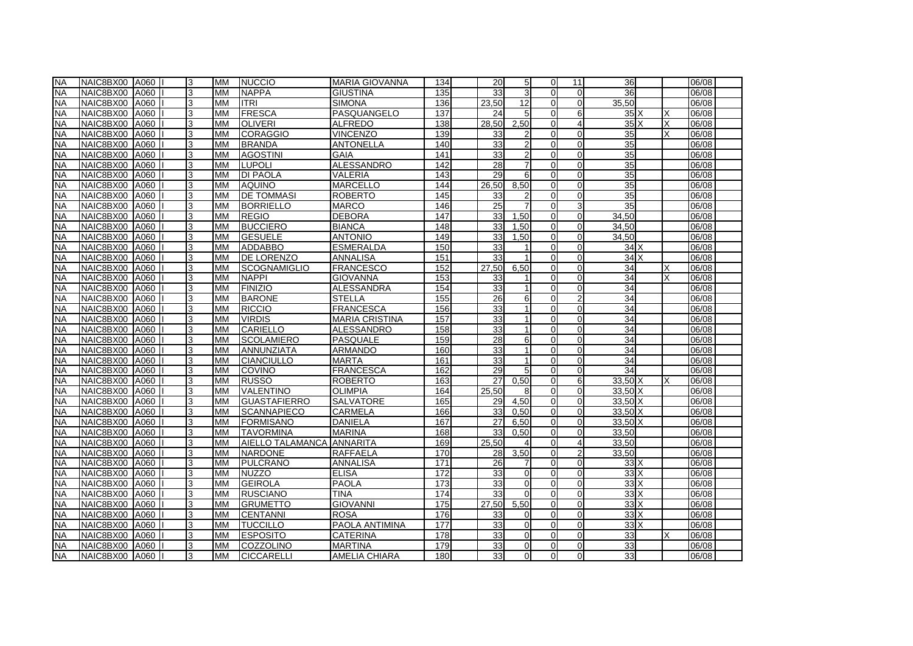| | | | | | | | | | | | | | | | | |
|---|---|---|---|---|---|---|---|---|---|---|---|---|---|---|---|---|
| NA | NAIC8BX00 | A060 | I | 3 | MM | NUCCIO | MARIA GIOVANNA | 134 | 20 | 5 | 0 | 11 | 36 | | | 06/08 |
| NA | NAIC8BX00 | A060 | I | 3 | MM | NAPPA | GIUSTINA | 135 | 33 | 3 | 0 | 0 | 36 | | | 06/08 |
| NA | NAIC8BX00 | A060 | I | 3 | MM | ITRI | SIMONA | 136 | 23,50 | 12 | 0 | 0 | 35,50 | | | 06/08 |
| NA | NAIC8BX00 | A060 | I | 3 | MM | FRESCA | PASQUANGELO | 137 | 24 | 5 | 0 | 6 | 35 | X | X | 06/08 |
| NA | NAIC8BX00 | A060 | I | 3 | MM | OLIVERI | ALFREDO | 138 | 28,50 | 2,50 | 0 | 4 | 35 | X | X | 06/08 |
| NA | NAIC8BX00 | A060 | I | 3 | MM | CORAGGIO | VINCENZO | 139 | 33 | 2 | 0 | 0 | 35 | | X | 06/08 |
| NA | NAIC8BX00 | A060 | I | 3 | MM | BRANDA | ANTONELLA | 140 | 33 | 2 | 0 | 0 | 35 | | | 06/08 |
| NA | NAIC8BX00 | A060 | I | 3 | MM | AGOSTINI | GAIA | 141 | 33 | 2 | 0 | 0 | 35 | | | 06/08 |
| NA | NAIC8BX00 | A060 | I | 3 | MM | LUPOLI | ALESSANDRO | 142 | 28 | 7 | 0 | 0 | 35 | | | 06/08 |
| NA | NAIC8BX00 | A060 | I | 3 | MM | DI PAOLA | VALERIA | 143 | 29 | 6 | 0 | 0 | 35 | | | 06/08 |
| NA | NAIC8BX00 | A060 | I | 3 | MM | AQUINO | MARCELLO | 144 | 26,50 | 8,50 | 0 | 0 | 35 | | | 06/08 |
| NA | NAIC8BX00 | A060 | I | 3 | MM | DE TOMMASI | ROBERTO | 145 | 33 | 2 | 0 | 0 | 35 | | | 06/08 |
| NA | NAIC8BX00 | A060 | I | 3 | MM | BORRIELLO | MARCO | 146 | 25 | 7 | 0 | 3 | 35 | | | 06/08 |
| NA | NAIC8BX00 | A060 | I | 3 | MM | REGIO | DEBORA | 147 | 33 | 1,50 | 0 | 0 | 34,50 | | | 06/08 |
| NA | NAIC8BX00 | A060 | I | 3 | MM | BUCCIERO | BIANCA | 148 | 33 | 1,50 | 0 | 0 | 34,50 | | | 06/08 |
| NA | NAIC8BX00 | A060 | I | 3 | MM | GESUELE | ANTONIO | 149 | 33 | 1,50 | 0 | 0 | 34,50 | | | 06/08 |
| NA | NAIC8BX00 | A060 | I | 3 | MM | ADDABBO | ESMERALDA | 150 | 33 | 1 | 0 | 0 | 34 | X | | 06/08 |
| NA | NAIC8BX00 | A060 | I | 3 | MM | DE LORENZO | ANNALISA | 151 | 33 | 1 | 0 | 0 | 34 | X | | 06/08 |
| NA | NAIC8BX00 | A060 | I | 3 | MM | SCOGNAMIGLIO | FRANCESCO | 152 | 27,50 | 6,50 | 0 | 0 | 34 | | X | 06/08 |
| NA | NAIC8BX00 | A060 | I | 3 | MM | NAPPI | GIOVANNA | 153 | 33 | 1 | 0 | 0 | 34 | | X | 06/08 |
| NA | NAIC8BX00 | A060 | I | 3 | MM | FINIZIO | ALESSANDRA | 154 | 33 | 1 | 0 | 0 | 34 | | | 06/08 |
| NA | NAIC8BX00 | A060 | I | 3 | MM | BARONE | STELLA | 155 | 26 | 6 | 0 | 2 | 34 | | | 06/08 |
| NA | NAIC8BX00 | A060 | I | 3 | MM | RICCIO | FRANCESCA | 156 | 33 | 1 | 0 | 0 | 34 | | | 06/08 |
| NA | NAIC8BX00 | A060 | I | 3 | MM | VIRDIS | MARIA CRISTINA | 157 | 33 | 1 | 0 | 0 | 34 | | | 06/08 |
| NA | NAIC8BX00 | A060 | I | 3 | MM | CARIELLO | ALESSANDRO | 158 | 33 | 1 | 0 | 0 | 34 | | | 06/08 |
| NA | NAIC8BX00 | A060 | I | 3 | MM | SCOLAMIERO | PASQUALE | 159 | 28 | 6 | 0 | 0 | 34 | | | 06/08 |
| NA | NAIC8BX00 | A060 | I | 3 | MM | ANNUNZIATA | ARMANDO | 160 | 33 | 1 | 0 | 0 | 34 | | | 06/08 |
| NA | NAIC8BX00 | A060 | I | 3 | MM | CIANCIULLO | MARTA | 161 | 33 | 1 | 0 | 0 | 34 | | | 06/08 |
| NA | NAIC8BX00 | A060 | I | 3 | MM | COVINO | FRANCESCA | 162 | 29 | 5 | 0 | 0 | 34 | | | 06/08 |
| NA | NAIC8BX00 | A060 | I | 3 | MM | RUSSO | ROBERTO | 163 | 27 | 0,50 | 0 | 6 | 33,50 | X | X | 06/08 |
| NA | NAIC8BX00 | A060 | I | 3 | MM | VALENTINO | OLIMPIA | 164 | 25,50 | 8 | 0 | 0 | 33,50 | X | | 06/08 |
| NA | NAIC8BX00 | A060 | I | 3 | MM | GUASTAFIERRO | SALVATORE | 165 | 29 | 4,50 | 0 | 0 | 33,50 | X | | 06/08 |
| NA | NAIC8BX00 | A060 | I | 3 | MM | SCANNAPIECO | CARMELA | 166 | 33 | 0,50 | 0 | 0 | 33,50 | X | | 06/08 |
| NA | NAIC8BX00 | A060 | I | 3 | MM | FORMISANO | DANIELA | 167 | 27 | 6,50 | 0 | 0 | 33,50 | X | | 06/08 |
| NA | NAIC8BX00 | A060 | I | 3 | MM | TAVORMINA | MARINA | 168 | 33 | 0,50 | 0 | 0 | 33,50 | | | 06/08 |
| NA | NAIC8BX00 | A060 | I | 3 | MM | AIELLO TALAMANCA | ANNARITA | 169 | 25,50 | 4 | 0 | 4 | 33,50 | | | 06/08 |
| NA | NAIC8BX00 | A060 | I | 3 | MM | NARDONE | RAFFAELA | 170 | 28 | 3,50 | 0 | 2 | 33,50 | | | 06/08 |
| NA | NAIC8BX00 | A060 | I | 3 | MM | PULCRANO | ANNALISA | 171 | 26 | 7 | 0 | 0 | 33 | X | | 06/08 |
| NA | NAIC8BX00 | A060 | I | 3 | MM | NUZZO | ELISA | 172 | 33 | 0 | 0 | 0 | 33 | X | | 06/08 |
| NA | NAIC8BX00 | A060 | I | 3 | MM | GEIROLA | PAOLA | 173 | 33 | 0 | 0 | 0 | 33 | X | | 06/08 |
| NA | NAIC8BX00 | A060 | I | 3 | MM | RUSCIANO | TINA | 174 | 33 | 0 | 0 | 0 | 33 | X | | 06/08 |
| NA | NAIC8BX00 | A060 | I | 3 | MM | GRUMETTO | GIOVANNI | 175 | 27,50 | 5,50 | 0 | 0 | 33 | X | | 06/08 |
| NA | NAIC8BX00 | A060 | I | 3 | MM | CENTANNI | ROSA | 176 | 33 | 0 | 0 | 0 | 33 | X | | 06/08 |
| NA | NAIC8BX00 | A060 | I | 3 | MM | TUCCILLO | PAOLA ANTIMINA | 177 | 33 | 0 | 0 | 0 | 33 | X | | 06/08 |
| NA | NAIC8BX00 | A060 | I | 3 | MM | ESPOSITO | CATERINA | 178 | 33 | 0 | 0 | 0 | 33 | | X | 06/08 |
| NA | NAIC8BX00 | A060 | I | 3 | MM | COZZOLINO | MARTINA | 179 | 33 | 0 | 0 | 0 | 33 | | | 06/08 |
| NA | NAIC8BX00 | A060 | I | 3 | MM | CICCARELLI | AMELIA CHIARA | 180 | 33 | 0 | 0 | 0 | 33 | | | 06/08 |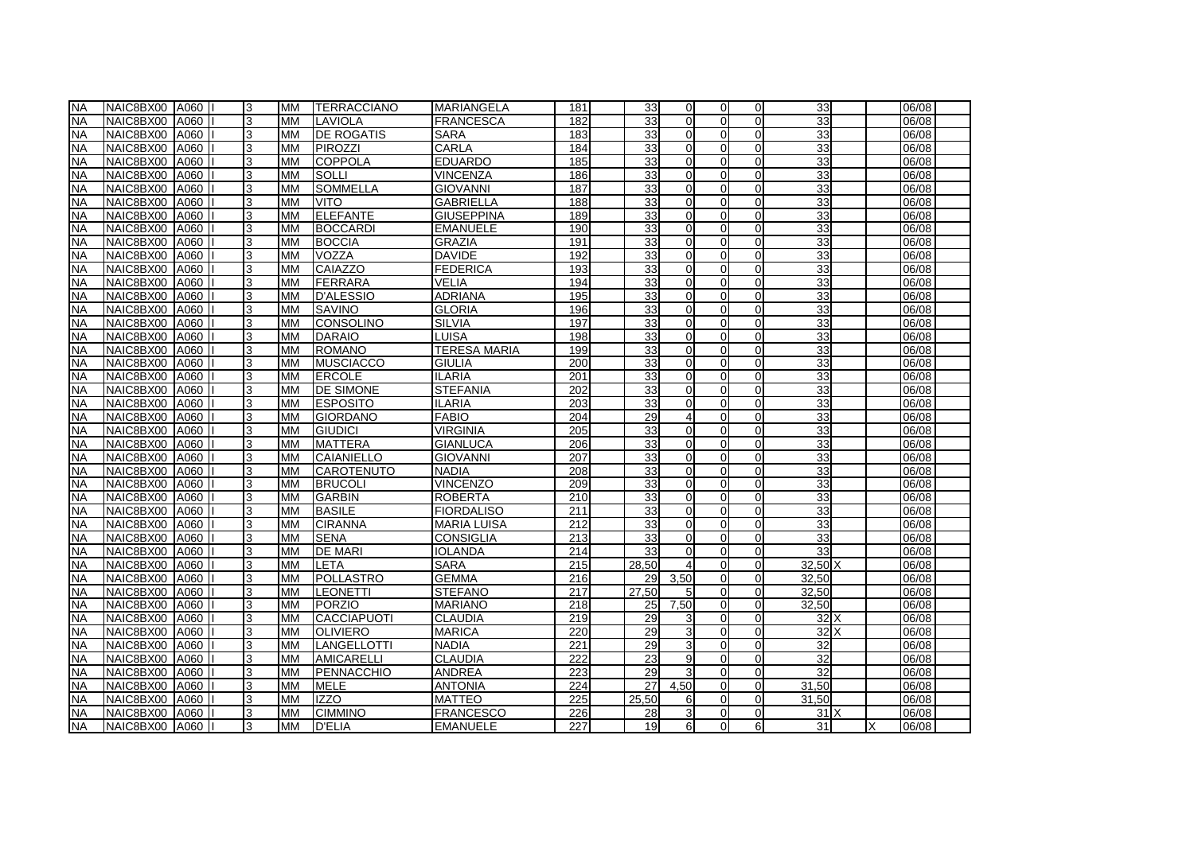| | | | | | | | | | | | | | | | | |
|---|---|---|---|---|---|---|---|---|---|---|---|---|---|---|---|---|
| NA | NAIC8BX00 | A060 | I | 3 | MM | TERRACCIANO | MARIANGELA | 181 | 33 | 0 | 0 | 0 | 33 | | | 06/08 |
| NA | NAIC8BX00 | A060 | I | 3 | MM | LAVIOLA | FRANCESCA | 182 | 33 | 0 | 0 | 0 | 33 | | | 06/08 |
| NA | NAIC8BX00 | A060 | I | 3 | MM | DE ROGATIS | SARA | 183 | 33 | 0 | 0 | 0 | 33 | | | 06/08 |
| NA | NAIC8BX00 | A060 | I | 3 | MM | PIROZZI | CARLA | 184 | 33 | 0 | 0 | 0 | 33 | | | 06/08 |
| NA | NAIC8BX00 | A060 | I | 3 | MM | COPPOLA | EDUARDO | 185 | 33 | 0 | 0 | 0 | 33 | | | 06/08 |
| NA | NAIC8BX00 | A060 | I | 3 | MM | SOLLI | VINCENZA | 186 | 33 | 0 | 0 | 0 | 33 | | | 06/08 |
| NA | NAIC8BX00 | A060 | I | 3 | MM | SOMMELLA | GIOVANNI | 187 | 33 | 0 | 0 | 0 | 33 | | | 06/08 |
| NA | NAIC8BX00 | A060 | I | 3 | MM | VITO | GABRIELLA | 188 | 33 | 0 | 0 | 0 | 33 | | | 06/08 |
| NA | NAIC8BX00 | A060 | I | 3 | MM | ELEFANTE | GIUSEPPINA | 189 | 33 | 0 | 0 | 0 | 33 | | | 06/08 |
| NA | NAIC8BX00 | A060 | I | 3 | MM | BOCCARDI | EMANUELE | 190 | 33 | 0 | 0 | 0 | 33 | | | 06/08 |
| NA | NAIC8BX00 | A060 | I | 3 | MM | BOCCIA | GRAZIA | 191 | 33 | 0 | 0 | 0 | 33 | | | 06/08 |
| NA | NAIC8BX00 | A060 | I | 3 | MM | VOZZA | DAVIDE | 192 | 33 | 0 | 0 | 0 | 33 | | | 06/08 |
| NA | NAIC8BX00 | A060 | I | 3 | MM | CAIAZZO | FEDERICA | 193 | 33 | 0 | 0 | 0 | 33 | | | 06/08 |
| NA | NAIC8BX00 | A060 | I | 3 | MM | FERRARA | VELIA | 194 | 33 | 0 | 0 | 0 | 33 | | | 06/08 |
| NA | NAIC8BX00 | A060 | I | 3 | MM | D'ALESSIO | ADRIANA | 195 | 33 | 0 | 0 | 0 | 33 | | | 06/08 |
| NA | NAIC8BX00 | A060 | I | 3 | MM | SAVINO | GLORIA | 196 | 33 | 0 | 0 | 0 | 33 | | | 06/08 |
| NA | NAIC8BX00 | A060 | I | 3 | MM | CONSOLINO | SILVIA | 197 | 33 | 0 | 0 | 0 | 33 | | | 06/08 |
| NA | NAIC8BX00 | A060 | I | 3 | MM | DARAIO | LUISA | 198 | 33 | 0 | 0 | 0 | 33 | | | 06/08 |
| NA | NAIC8BX00 | A060 | I | 3 | MM | ROMANO | TERESA MARIA | 199 | 33 | 0 | 0 | 0 | 33 | | | 06/08 |
| NA | NAIC8BX00 | A060 | I | 3 | MM | MUSCIACCO | GIULIA | 200 | 33 | 0 | 0 | 0 | 33 | | | 06/08 |
| NA | NAIC8BX00 | A060 | I | 3 | MM | ERCOLE | ILARIA | 201 | 33 | 0 | 0 | 0 | 33 | | | 06/08 |
| NA | NAIC8BX00 | A060 | I | 3 | MM | DE SIMONE | STEFANIA | 202 | 33 | 0 | 0 | 0 | 33 | | | 06/08 |
| NA | NAIC8BX00 | A060 | I | 3 | MM | ESPOSITO | ILARIA | 203 | 33 | 0 | 0 | 0 | 33 | | | 06/08 |
| NA | NAIC8BX00 | A060 | I | 3 | MM | GIORDANO | FABIO | 204 | 29 | 4 | 0 | 0 | 33 | | | 06/08 |
| NA | NAIC8BX00 | A060 | I | 3 | MM | GIUDICI | VIRGINIA | 205 | 33 | 0 | 0 | 0 | 33 | | | 06/08 |
| NA | NAIC8BX00 | A060 | I | 3 | MM | MATTERA | GIANLUCA | 206 | 33 | 0 | 0 | 0 | 33 | | | 06/08 |
| NA | NAIC8BX00 | A060 | I | 3 | MM | CAIANIELLO | GIOVANNI | 207 | 33 | 0 | 0 | 0 | 33 | | | 06/08 |
| NA | NAIC8BX00 | A060 | I | 3 | MM | CAROTENUTO | NADIA | 208 | 33 | 0 | 0 | 0 | 33 | | | 06/08 |
| NA | NAIC8BX00 | A060 | I | 3 | MM | BRUCOLI | VINCENZO | 209 | 33 | 0 | 0 | 0 | 33 | | | 06/08 |
| NA | NAIC8BX00 | A060 | I | 3 | MM | GARBIN | ROBERTA | 210 | 33 | 0 | 0 | 0 | 33 | | | 06/08 |
| NA | NAIC8BX00 | A060 | I | 3 | MM | BASILE | FIORDALISO | 211 | 33 | 0 | 0 | 0 | 33 | | | 06/08 |
| NA | NAIC8BX00 | A060 | I | 3 | MM | CIRANNA | MARIA LUISA | 212 | 33 | 0 | 0 | 0 | 33 | | | 06/08 |
| NA | NAIC8BX00 | A060 | I | 3 | MM | SENA | CONSIGLIA | 213 | 33 | 0 | 0 | 0 | 33 | | | 06/08 |
| NA | NAIC8BX00 | A060 | I | 3 | MM | DE MARI | IOLANDA | 214 | 33 | 0 | 0 | 0 | 33 | | | 06/08 |
| NA | NAIC8BX00 | A060 | I | 3 | MM | LETA | SARA | 215 | 28,50 | 4 | 0 | 0 | 32,50 | X | | 06/08 |
| NA | NAIC8BX00 | A060 | I | 3 | MM | POLLASTRO | GEMMA | 216 | 29 | 3,50 | 0 | 0 | 32,50 | | | 06/08 |
| NA | NAIC8BX00 | A060 | I | 3 | MM | LEONETTI | STEFANO | 217 | 27,50 | 5 | 0 | 0 | 32,50 | | | 06/08 |
| NA | NAIC8BX00 | A060 | I | 3 | MM | PORZIO | MARIANO | 218 | 25 | 7,50 | 0 | 0 | 32,50 | | | 06/08 |
| NA | NAIC8BX00 | A060 | I | 3 | MM | CACCIAPUOTI | CLAUDIA | 219 | 29 | 3 | 0 | 0 | 32 | X | | 06/08 |
| NA | NAIC8BX00 | A060 | I | 3 | MM | OLIVIERO | MARICA | 220 | 29 | 3 | 0 | 0 | 32 | X | | 06/08 |
| NA | NAIC8BX00 | A060 | I | 3 | MM | LANGELLOTTI | NADIA | 221 | 29 | 3 | 0 | 0 | 32 | | | 06/08 |
| NA | NAIC8BX00 | A060 | I | 3 | MM | AMICARELLI | CLAUDIA | 222 | 23 | 9 | 0 | 0 | 32 | | | 06/08 |
| NA | NAIC8BX00 | A060 | I | 3 | MM | PENNACCHIO | ANDREA | 223 | 29 | 3 | 0 | 0 | 32 | | | 06/08 |
| NA | NAIC8BX00 | A060 | I | 3 | MM | MELE | ANTONIA | 224 | 27 | 4,50 | 0 | 0 | 31,50 | | | 06/08 |
| NA | NAIC8BX00 | A060 | I | 3 | MM | IZZO | MATTEO | 225 | 25,50 | 6 | 0 | 0 | 31,50 | | | 06/08 |
| NA | NAIC8BX00 | A060 | I | 3 | MM | CIMMINO | FRANCESCO | 226 | 28 | 3 | 0 | 0 | 31 | X | | 06/08 |
| NA | NAIC8BX00 | A060 | I | 3 | MM | D'ELIA | EMANUELE | 227 | 19 | 6 | 0 | 6 | 31 | | X | 06/08 |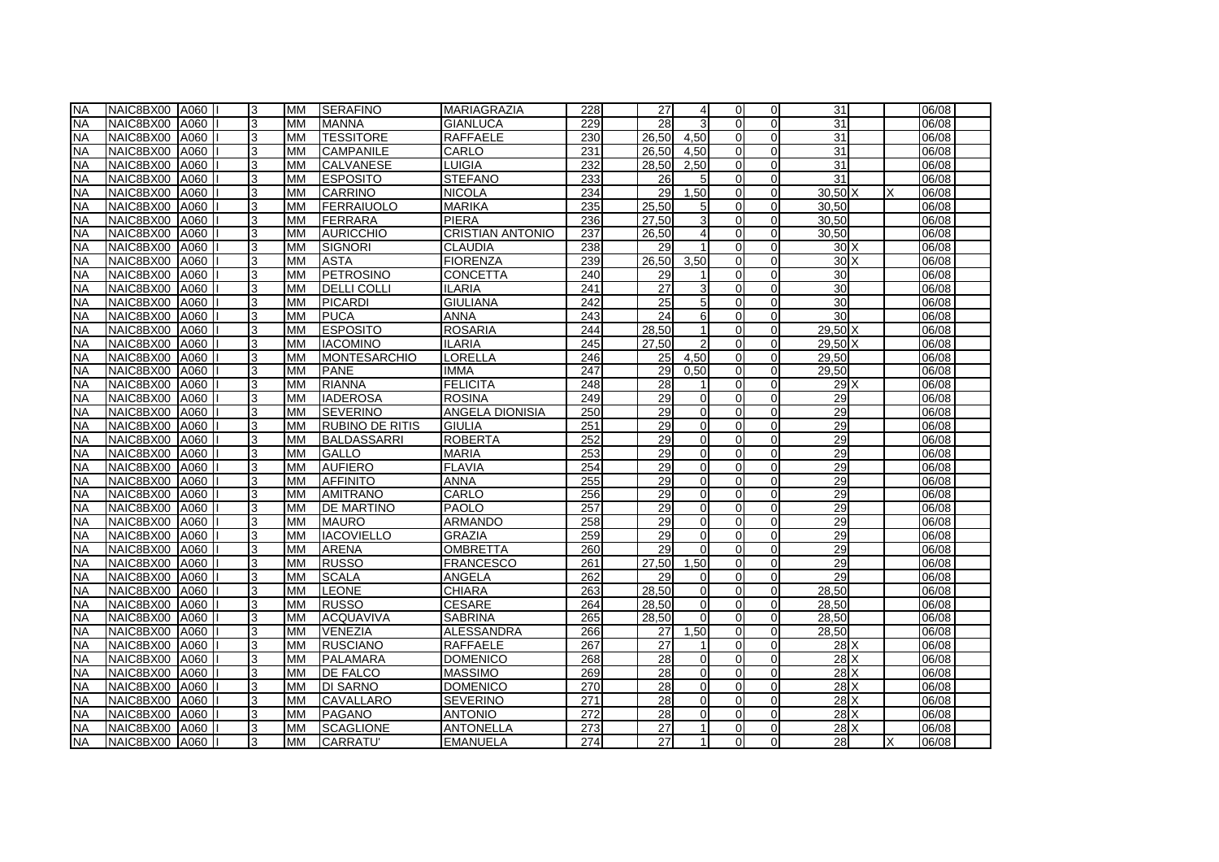| | | | | | | | | | | | | | | | | |
|---|---|---|---|---|---|---|---|---|---|---|---|---|---|---|---|---|
| NA | NAIC8BX00 | A060 | I | 3 | MM | SERAFINO | MARIAGRAZIA | 228 | 27 | 4 | 0 | 0 | 31 | | | 06/08 |
| NA | NAIC8BX00 | A060 | I | 3 | MM | MANNA | GIANLUCA | 229 | 28 | 3 | 0 | 0 | 31 | | | 06/08 |
| NA | NAIC8BX00 | A060 | I | 3 | MM | TESSITORE | RAFFAELE | 230 | 26,50 | 4,50 | 0 | 0 | 31 | | | 06/08 |
| NA | NAIC8BX00 | A060 | I | 3 | MM | CAMPANILE | CARLO | 231 | 26,50 | 4,50 | 0 | 0 | 31 | | | 06/08 |
| NA | NAIC8BX00 | A060 | I | 3 | MM | CALVANESE | LUIGIA | 232 | 28,50 | 2,50 | 0 | 0 | 31 | | | 06/08 |
| NA | NAIC8BX00 | A060 | I | 3 | MM | ESPOSITO | STEFANO | 233 | 26 | 5 | 0 | 0 | 31 | | | 06/08 |
| NA | NAIC8BX00 | A060 | I | 3 | MM | CARRINO | NICOLA | 234 | 29 | 1,50 | 0 | 0 | 30,50 | X | X | 06/08 |
| NA | NAIC8BX00 | A060 | I | 3 | MM | FERRAIUOLO | MARIKA | 235 | 25,50 | 5 | 0 | 0 | 30,50 | | | 06/08 |
| NA | NAIC8BX00 | A060 | I | 3 | MM | FERRARA | PIERA | 236 | 27,50 | 3 | 0 | 0 | 30,50 | | | 06/08 |
| NA | NAIC8BX00 | A060 | I | 3 | MM | AURICCHIO | CRISTIAN ANTONIO | 237 | 26,50 | 4 | 0 | 0 | 30,50 | | | 06/08 |
| NA | NAIC8BX00 | A060 | I | 3 | MM | SIGNORI | CLAUDIA | 238 | 29 | 1 | 0 | 0 | 30 | X | | 06/08 |
| NA | NAIC8BX00 | A060 | I | 3 | MM | ASTA | FIORENZA | 239 | 26,50 | 3,50 | 0 | 0 | 30 | X | | 06/08 |
| NA | NAIC8BX00 | A060 | I | 3 | MM | PETROSINO | CONCETTA | 240 | 29 | 1 | 0 | 0 | 30 | | | 06/08 |
| NA | NAIC8BX00 | A060 | I | 3 | MM | DELLI COLLI | ILARIA | 241 | 27 | 3 | 0 | 0 | 30 | | | 06/08 |
| NA | NAIC8BX00 | A060 | I | 3 | MM | PICARDI | GIULIANA | 242 | 25 | 5 | 0 | 0 | 30 | | | 06/08 |
| NA | NAIC8BX00 | A060 | I | 3 | MM | PUCA | ANNA | 243 | 24 | 6 | 0 | 0 | 30 | | | 06/08 |
| NA | NAIC8BX00 | A060 | I | 3 | MM | ESPOSITO | ROSARIA | 244 | 28,50 | 1 | 0 | 0 | 29,50 | X | | 06/08 |
| NA | NAIC8BX00 | A060 | I | 3 | MM | IACOMINO | ILARIA | 245 | 27,50 | 2 | 0 | 0 | 29,50 | X | | 06/08 |
| NA | NAIC8BX00 | A060 | I | 3 | MM | MONTESARCHIO | LORELLA | 246 | 25 | 4,50 | 0 | 0 | 29,50 | | | 06/08 |
| NA | NAIC8BX00 | A060 | I | 3 | MM | PANE | IMMA | 247 | 29 | 0,50 | 0 | 0 | 29,50 | | | 06/08 |
| NA | NAIC8BX00 | A060 | I | 3 | MM | RIANNA | FELICITA | 248 | 28 | 1 | 0 | 0 | 29 | X | | 06/08 |
| NA | NAIC8BX00 | A060 | I | 3 | MM | IADEROSA | ROSINA | 249 | 29 | 0 | 0 | 0 | 29 | | | 06/08 |
| NA | NAIC8BX00 | A060 | I | 3 | MM | SEVERINO | ANGELA DIONISIA | 250 | 29 | 0 | 0 | 0 | 29 | | | 06/08 |
| NA | NAIC8BX00 | A060 | I | 3 | MM | RUBINO DE RITIS | GIULIA | 251 | 29 | 0 | 0 | 0 | 29 | | | 06/08 |
| NA | NAIC8BX00 | A060 | I | 3 | MM | BALDASSARRI | ROBERTA | 252 | 29 | 0 | 0 | 0 | 29 | | | 06/08 |
| NA | NAIC8BX00 | A060 | I | 3 | MM | GALLO | MARIA | 253 | 29 | 0 | 0 | 0 | 29 | | | 06/08 |
| NA | NAIC8BX00 | A060 | I | 3 | MM | AUFIERO | FLAVIA | 254 | 29 | 0 | 0 | 0 | 29 | | | 06/08 |
| NA | NAIC8BX00 | A060 | I | 3 | MM | AFFINITO | ANNA | 255 | 29 | 0 | 0 | 0 | 29 | | | 06/08 |
| NA | NAIC8BX00 | A060 | I | 3 | MM | AMITRANO | CARLO | 256 | 29 | 0 | 0 | 0 | 29 | | | 06/08 |
| NA | NAIC8BX00 | A060 | I | 3 | MM | DE MARTINO | PAOLO | 257 | 29 | 0 | 0 | 0 | 29 | | | 06/08 |
| NA | NAIC8BX00 | A060 | I | 3 | MM | MAURO | ARMANDO | 258 | 29 | 0 | 0 | 0 | 29 | | | 06/08 |
| NA | NAIC8BX00 | A060 | I | 3 | MM | IACOVIELLO | GRAZIA | 259 | 29 | 0 | 0 | 0 | 29 | | | 06/08 |
| NA | NAIC8BX00 | A060 | I | 3 | MM | ARENA | OMBRETTA | 260 | 29 | 0 | 0 | 0 | 29 | | | 06/08 |
| NA | NAIC8BX00 | A060 | I | 3 | MM | RUSSO | FRANCESCO | 261 | 27,50 | 1,50 | 0 | 0 | 29 | | | 06/08 |
| NA | NAIC8BX00 | A060 | I | 3 | MM | SCALA | ANGELA | 262 | 29 | 0 | 0 | 0 | 29 | | | 06/08 |
| NA | NAIC8BX00 | A060 | I | 3 | MM | LEONE | CHIARA | 263 | 28,50 | 0 | 0 | 0 | 28,50 | | | 06/08 |
| NA | NAIC8BX00 | A060 | I | 3 | MM | RUSSO | CESARE | 264 | 28,50 | 0 | 0 | 0 | 28,50 | | | 06/08 |
| NA | NAIC8BX00 | A060 | I | 3 | MM | ACQUAVIVA | SABRINA | 265 | 28,50 | 0 | 0 | 0 | 28,50 | | | 06/08 |
| NA | NAIC8BX00 | A060 | I | 3 | MM | VENEZIA | ALESSANDRA | 266 | 27 | 1,50 | 0 | 0 | 28,50 | | | 06/08 |
| NA | NAIC8BX00 | A060 | I | 3 | MM | RUSCIANO | RAFFAELE | 267 | 27 | 1 | 0 | 0 | 28 | X | | 06/08 |
| NA | NAIC8BX00 | A060 | I | 3 | MM | PALAMARA | DOMENICO | 268 | 28 | 0 | 0 | 0 | 28 | X | | 06/08 |
| NA | NAIC8BX00 | A060 | I | 3 | MM | DE FALCO | MASSIMO | 269 | 28 | 0 | 0 | 0 | 28 | X | | 06/08 |
| NA | NAIC8BX00 | A060 | I | 3 | MM | DI SARNO | DOMENICO | 270 | 28 | 0 | 0 | 0 | 28 | X | | 06/08 |
| NA | NAIC8BX00 | A060 | I | 3 | MM | CAVALLARO | SEVERINO | 271 | 28 | 0 | 0 | 0 | 28 | X | | 06/08 |
| NA | NAIC8BX00 | A060 | I | 3 | MM | PAGANO | ANTONIO | 272 | 28 | 0 | 0 | 0 | 28 | X | | 06/08 |
| NA | NAIC8BX00 | A060 | I | 3 | MM | SCAGLIONE | ANTONELLA | 273 | 27 | 1 | 0 | 0 | 28 | X | | 06/08 |
| NA | NAIC8BX00 | A060 | I | 3 | MM | CARRATU' | EMANUELA | 274 | 27 | 1 | 0 | 0 | 28 | | X | 06/08 |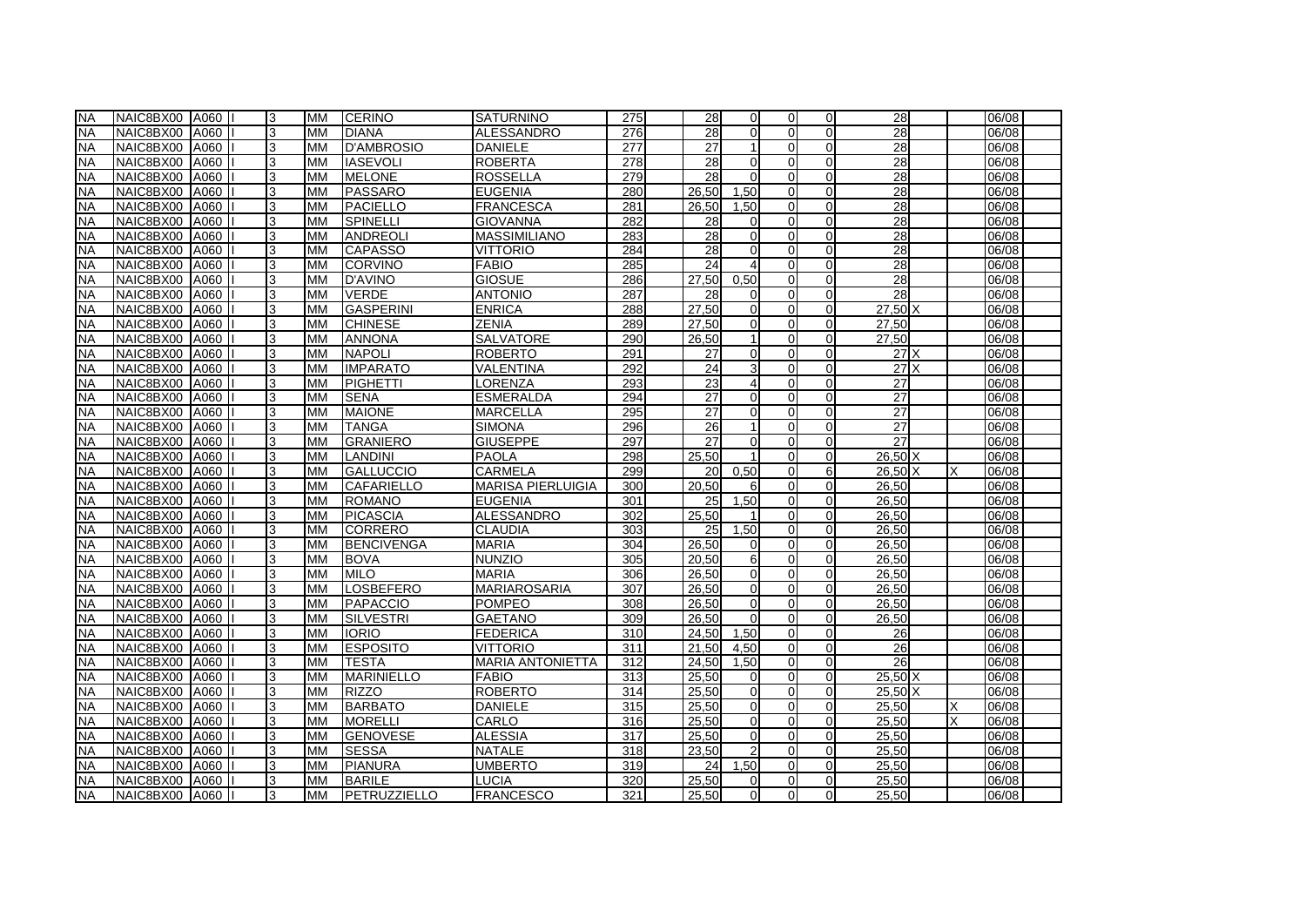| | | | | | | | | | | | | | | | | |
|---|---|---|---|---|---|---|---|---|---|---|---|---|---|---|---|---|
| NA | NAIC8BX00 | A060 | I | 3 | MM | CERINO | SATURNINO | 275 | 28 | 0 | 0 | 0 | 28 | | | 06/08 |
| NA | NAIC8BX00 | A060 | I | 3 | MM | DIANA | ALESSANDRO | 276 | 28 | 0 | 0 | 0 | 28 | | | 06/08 |
| NA | NAIC8BX00 | A060 | I | 3 | MM | D'AMBROSIO | DANIELE | 277 | 27 | 1 | 0 | 0 | 28 | | | 06/08 |
| NA | NAIC8BX00 | A060 | I | 3 | MM | IASEVOLI | ROBERTA | 278 | 28 | 0 | 0 | 0 | 28 | | | 06/08 |
| NA | NAIC8BX00 | A060 | I | 3 | MM | MELONE | ROSSELLA | 279 | 28 | 0 | 0 | 0 | 28 | | | 06/08 |
| NA | NAIC8BX00 | A060 | I | 3 | MM | PASSARO | EUGENIA | 280 | 26,50 | 1,50 | 0 | 0 | 28 | | | 06/08 |
| NA | NAIC8BX00 | A060 | I | 3 | MM | PACIELLO | FRANCESCA | 281 | 26,50 | 1,50 | 0 | 0 | 28 | | | 06/08 |
| NA | NAIC8BX00 | A060 | I | 3 | MM | SPINELLI | GIOVANNA | 282 | 28 | 0 | 0 | 0 | 28 | | | 06/08 |
| NA | NAIC8BX00 | A060 | I | 3 | MM | ANDREOLI | MASSIMILIANO | 283 | 28 | 0 | 0 | 0 | 28 | | | 06/08 |
| NA | NAIC8BX00 | A060 | I | 3 | MM | CAPASSO | VITTORIO | 284 | 28 | 0 | 0 | 0 | 28 | | | 06/08 |
| NA | NAIC8BX00 | A060 | I | 3 | MM | CORVINO | FABIO | 285 | 24 | 4 | 0 | 0 | 28 | | | 06/08 |
| NA | NAIC8BX00 | A060 | I | 3 | MM | D'AVINO | GIOSUE | 286 | 27,50 | 0,50 | 0 | 0 | 28 | | | 06/08 |
| NA | NAIC8BX00 | A060 | I | 3 | MM | VERDE | ANTONIO | 287 | 28 | 0 | 0 | 0 | 28 | | | 06/08 |
| NA | NAIC8BX00 | A060 | I | 3 | MM | GASPERINI | ENRICA | 288 | 27,50 | 0 | 0 | 0 | 27,50 | X | | 06/08 |
| NA | NAIC8BX00 | A060 | I | 3 | MM | CHINESE | ZENIA | 289 | 27,50 | 0 | 0 | 0 | 27,50 | | | 06/08 |
| NA | NAIC8BX00 | A060 | I | 3 | MM | ANNONA | SALVATORE | 290 | 26,50 | 1 | 0 | 0 | 27,50 | | | 06/08 |
| NA | NAIC8BX00 | A060 | I | 3 | MM | NAPOLI | ROBERTO | 291 | 27 | 0 | 0 | 0 | 27 | X | | 06/08 |
| NA | NAIC8BX00 | A060 | I | 3 | MM | IMPARATO | VALENTINA | 292 | 24 | 3 | 0 | 0 | 27 | X | | 06/08 |
| NA | NAIC8BX00 | A060 | I | 3 | MM | PIGHETTI | LORENZA | 293 | 23 | 4 | 0 | 0 | 27 | | | 06/08 |
| NA | NAIC8BX00 | A060 | I | 3 | MM | SENA | ESMERALDA | 294 | 27 | 0 | 0 | 0 | 27 | | | 06/08 |
| NA | NAIC8BX00 | A060 | I | 3 | MM | MAIONE | MARCELLA | 295 | 27 | 0 | 0 | 0 | 27 | | | 06/08 |
| NA | NAIC8BX00 | A060 | I | 3 | MM | TANGA | SIMONA | 296 | 26 | 1 | 0 | 0 | 27 | | | 06/08 |
| NA | NAIC8BX00 | A060 | I | 3 | MM | GRANIERO | GIUSEPPE | 297 | 27 | 0 | 0 | 0 | 27 | | | 06/08 |
| NA | NAIC8BX00 | A060 | I | 3 | MM | LANDINI | PAOLA | 298 | 25,50 | 1 | 0 | 0 | 26,50 | X | | 06/08 |
| NA | NAIC8BX00 | A060 | I | 3 | MM | GALLUCCIO | CARMELA | 299 | 20 | 0,50 | 0 | 6 | 26,50 | X | X | 06/08 |
| NA | NAIC8BX00 | A060 | I | 3 | MM | CAFARIELLO | MARISA PIERLUIGIA | 300 | 20,50 | 6 | 0 | 0 | 26,50 | | | 06/08 |
| NA | NAIC8BX00 | A060 | I | 3 | MM | ROMANO | EUGENIA | 301 | 25 | 1,50 | 0 | 0 | 26,50 | | | 06/08 |
| NA | NAIC8BX00 | A060 | I | 3 | MM | PICASCIA | ALESSANDRO | 302 | 25,50 | 1 | 0 | 0 | 26,50 | | | 06/08 |
| NA | NAIC8BX00 | A060 | I | 3 | MM | CORRERO | CLAUDIA | 303 | 25 | 1,50 | 0 | 0 | 26,50 | | | 06/08 |
| NA | NAIC8BX00 | A060 | I | 3 | MM | BENCIVENGA | MARIA | 304 | 26,50 | 0 | 0 | 0 | 26,50 | | | 06/08 |
| NA | NAIC8BX00 | A060 | I | 3 | MM | BOVA | NUNZIO | 305 | 20,50 | 6 | 0 | 0 | 26,50 | | | 06/08 |
| NA | NAIC8BX00 | A060 | I | 3 | MM | MILO | MARIA | 306 | 26,50 | 0 | 0 | 0 | 26,50 | | | 06/08 |
| NA | NAIC8BX00 | A060 | I | 3 | MM | LOSBEFERO | MARIAROSARIA | 307 | 26,50 | 0 | 0 | 0 | 26,50 | | | 06/08 |
| NA | NAIC8BX00 | A060 | I | 3 | MM | PAPACCIO | POMPEO | 308 | 26,50 | 0 | 0 | 0 | 26,50 | | | 06/08 |
| NA | NAIC8BX00 | A060 | I | 3 | MM | SILVESTRI | GAETANO | 309 | 26,50 | 0 | 0 | 0 | 26,50 | | | 06/08 |
| NA | NAIC8BX00 | A060 | I | 3 | MM | IORIO | FEDERICA | 310 | 24,50 | 1,50 | 0 | 0 | 26 | | | 06/08 |
| NA | NAIC8BX00 | A060 | I | 3 | MM | ESPOSITO | VITTORIO | 311 | 21,50 | 4,50 | 0 | 0 | 26 | | | 06/08 |
| NA | NAIC8BX00 | A060 | I | 3 | MM | TESTA | MARIA ANTONIETTA | 312 | 24,50 | 1,50 | 0 | 0 | 26 | | | 06/08 |
| NA | NAIC8BX00 | A060 | I | 3 | MM | MARINIELLO | FABIO | 313 | 25,50 | 0 | 0 | 0 | 25,50 | X | | 06/08 |
| NA | NAIC8BX00 | A060 | I | 3 | MM | RIZZO | ROBERTO | 314 | 25,50 | 0 | 0 | 0 | 25,50 | X | | 06/08 |
| NA | NAIC8BX00 | A060 | I | 3 | MM | BARBATO | DANIELE | 315 | 25,50 | 0 | 0 | 0 | 25,50 | | X | 06/08 |
| NA | NAIC8BX00 | A060 | I | 3 | MM | MORELLI | CARLO | 316 | 25,50 | 0 | 0 | 0 | 25,50 | | X | 06/08 |
| NA | NAIC8BX00 | A060 | I | 3 | MM | GENOVESE | ALESSIA | 317 | 25,50 | 0 | 0 | 0 | 25,50 | | | 06/08 |
| NA | NAIC8BX00 | A060 | I | 3 | MM | SESSA | NATALE | 318 | 23,50 | 2 | 0 | 0 | 25,50 | | | 06/08 |
| NA | NAIC8BX00 | A060 | I | 3 | MM | PIANURA | UMBERTO | 319 | 24 | 1,50 | 0 | 0 | 25,50 | | | 06/08 |
| NA | NAIC8BX00 | A060 | I | 3 | MM | BARILE | LUCIA | 320 | 25,50 | 0 | 0 | 0 | 25,50 | | | 06/08 |
| NA | NAIC8BX00 | A060 | I | 3 | MM | PETRUZZIELLO | FRANCESCO | 321 | 25,50 | 0 | 0 | 0 | 25,50 | | | 06/08 |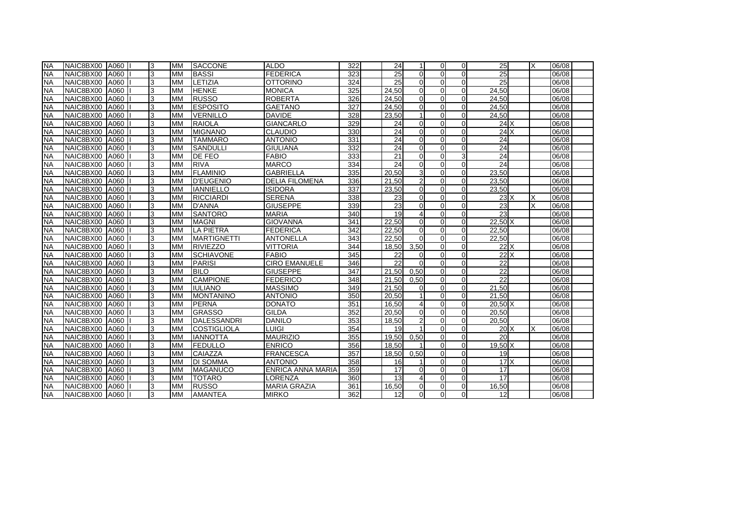| | | | | | | | | | | | | | | | | |
|---|---|---|---|---|---|---|---|---|---|---|---|---|---|---|---|---|
| NA | NAIC8BX00 | A060 | I | 3 | MM | SACCONE | ALDO | 322 | 24 | 1 | 0 | 0 | 25 | | X | 06/08 |
| NA | NAIC8BX00 | A060 | I | 3 | MM | BASSI | FEDERICA | 323 | 25 | 0 | 0 | 0 | 25 | | | 06/08 |
| NA | NAIC8BX00 | A060 | I | 3 | MM | LETIZIA | OTTORINO | 324 | 25 | 0 | 0 | 0 | 25 | | | 06/08 |
| NA | NAIC8BX00 | A060 | I | 3 | MM | HENKE | MONICA | 325 | 24,50 | 0 | 0 | 0 | 24,50 | | | 06/08 |
| NA | NAIC8BX00 | A060 | I | 3 | MM | RUSSO | ROBERTA | 326 | 24,50 | 0 | 0 | 0 | 24,50 | | | 06/08 |
| NA | NAIC8BX00 | A060 | I | 3 | MM | ESPOSITO | GAETANO | 327 | 24,50 | 0 | 0 | 0 | 24,50 | | | 06/08 |
| NA | NAIC8BX00 | A060 | I | 3 | MM | VERNILLO | DAVIDE | 328 | 23,50 | 1 | 0 | 0 | 24,50 | | | 06/08 |
| NA | NAIC8BX00 | A060 | I | 3 | MM | RAIOLA | GIANCARLO | 329 | 24 | 0 | 0 | 0 | 24 | X | | 06/08 |
| NA | NAIC8BX00 | A060 | I | 3 | MM | MIGNANO | CLAUDIO | 330 | 24 | 0 | 0 | 0 | 24 | X | | 06/08 |
| NA | NAIC8BX00 | A060 | I | 3 | MM | TAMMARO | ANTONIO | 331 | 24 | 0 | 0 | 0 | 24 | | | 06/08 |
| NA | NAIC8BX00 | A060 | I | 3 | MM | SANDULLI | GIULIANA | 332 | 24 | 0 | 0 | 0 | 24 | | | 06/08 |
| NA | NAIC8BX00 | A060 | I | 3 | MM | DE FEO | FABIO | 333 | 21 | 0 | 0 | 3 | 24 | | | 06/08 |
| NA | NAIC8BX00 | A060 | I | 3 | MM | RIVA | MARCO | 334 | 24 | 0 | 0 | 0 | 24 | | | 06/08 |
| NA | NAIC8BX00 | A060 | I | 3 | MM | FLAMINIO | GABRIELLA | 335 | 20,50 | 3 | 0 | 0 | 23,50 | | | 06/08 |
| NA | NAIC8BX00 | A060 | I | 3 | MM | D'EUGENIO | DELIA FILOMENA | 336 | 21,50 | 2 | 0 | 0 | 23,50 | | | 06/08 |
| NA | NAIC8BX00 | A060 | I | 3 | MM | IANNIELLO | ISIDORA | 337 | 23,50 | 0 | 0 | 0 | 23,50 | | | 06/08 |
| NA | NAIC8BX00 | A060 | I | 3 | MM | RICCIARDI | SERENA | 338 | 23 | 0 | 0 | 0 | 23 | X | X | 06/08 |
| NA | NAIC8BX00 | A060 | I | 3 | MM | D'ANNA | GIUSEPPE | 339 | 23 | 0 | 0 | 0 | 23 | | X | 06/08 |
| NA | NAIC8BX00 | A060 | I | 3 | MM | SANTORO | MARIA | 340 | 19 | 4 | 0 | 0 | 23 | | | 06/08 |
| NA | NAIC8BX00 | A060 | I | 3 | MM | MAGNI | GIOVANNA | 341 | 22,50 | 0 | 0 | 0 | 22,50 | X | | 06/08 |
| NA | NAIC8BX00 | A060 | I | 3 | MM | LA PIETRA | FEDERICA | 342 | 22,50 | 0 | 0 | 0 | 22,50 | | | 06/08 |
| NA | NAIC8BX00 | A060 | I | 3 | MM | MARTIGNETTI | ANTONELLA | 343 | 22,50 | 0 | 0 | 0 | 22,50 | | | 06/08 |
| NA | NAIC8BX00 | A060 | I | 3 | MM | RIVIEZZO | VITTORIA | 344 | 18,50 | 3,50 | 0 | 0 | 22 | X | | 06/08 |
| NA | NAIC8BX00 | A060 | I | 3 | MM | SCHIAVONE | FABIO | 345 | 22 | 0 | 0 | 0 | 22 | X | | 06/08 |
| NA | NAIC8BX00 | A060 | I | 3 | MM | PARISI | CIRO EMANUELE | 346 | 22 | 0 | 0 | 0 | 22 | | | 06/08 |
| NA | NAIC8BX00 | A060 | I | 3 | MM | BILO | GIUSEPPE | 347 | 21,50 | 0,50 | 0 | 0 | 22 | | | 06/08 |
| NA | NAIC8BX00 | A060 | I | 3 | MM | CAMPIONE | FEDERICO | 348 | 21,50 | 0,50 | 0 | 0 | 22 | | | 06/08 |
| NA | NAIC8BX00 | A060 | I | 3 | MM | IULIANO | MASSIMO | 349 | 21,50 | 0 | 0 | 0 | 21,50 | | | 06/08 |
| NA | NAIC8BX00 | A060 | I | 3 | MM | MONTANINO | ANTONIO | 350 | 20,50 | 1 | 0 | 0 | 21,50 | | | 06/08 |
| NA | NAIC8BX00 | A060 | I | 3 | MM | PERNA | DONATO | 351 | 16,50 | 4 | 0 | 0 | 20,50 | X | | 06/08 |
| NA | NAIC8BX00 | A060 | I | 3 | MM | GRASSO | GILDA | 352 | 20,50 | 0 | 0 | 0 | 20,50 | | | 06/08 |
| NA | NAIC8BX00 | A060 | I | 3 | MM | DALESSANDRI | DANILO | 353 | 18,50 | 2 | 0 | 0 | 20,50 | | | 06/08 |
| NA | NAIC8BX00 | A060 | I | 3 | MM | COSTIGLIOLA | LUIGI | 354 | 19 | 1 | 0 | 0 | 20 | X | X | 06/08 |
| NA | NAIC8BX00 | A060 | I | 3 | MM | IANNOTTA | MAURIZIO | 355 | 19,50 | 0,50 | 0 | 0 | 20 | | | 06/08 |
| NA | NAIC8BX00 | A060 | I | 3 | MM | FEDULLO | ENRICO | 356 | 18,50 | 1 | 0 | 0 | 19,50 | X | | 06/08 |
| NA | NAIC8BX00 | A060 | I | 3 | MM | CAIAZZA | FRANCESCA | 357 | 18,50 | 0,50 | 0 | 0 | 19 | | | 06/08 |
| NA | NAIC8BX00 | A060 | I | 3 | MM | DI SOMMA | ANTONIO | 358 | 16 | 1 | 0 | 0 | 17 | X | | 06/08 |
| NA | NAIC8BX00 | A060 | I | 3 | MM | MAGANUCO | ENRICA ANNA MARIA | 359 | 17 | 0 | 0 | 0 | 17 | | | 06/08 |
| NA | NAIC8BX00 | A060 | I | 3 | MM | TOTARO | LORENZA | 360 | 13 | 4 | 0 | 0 | 17 | | | 06/08 |
| NA | NAIC8BX00 | A060 | I | 3 | MM | RUSSO | MARIA GRAZIA | 361 | 16,50 | 0 | 0 | 0 | 16,50 | | | 06/08 |
| NA | NAIC8BX00 | A060 | I | 3 | MM | AMANTEA | MIRKO | 362 | 12 | 0 | 0 | 0 | 12 | | | 06/08 |